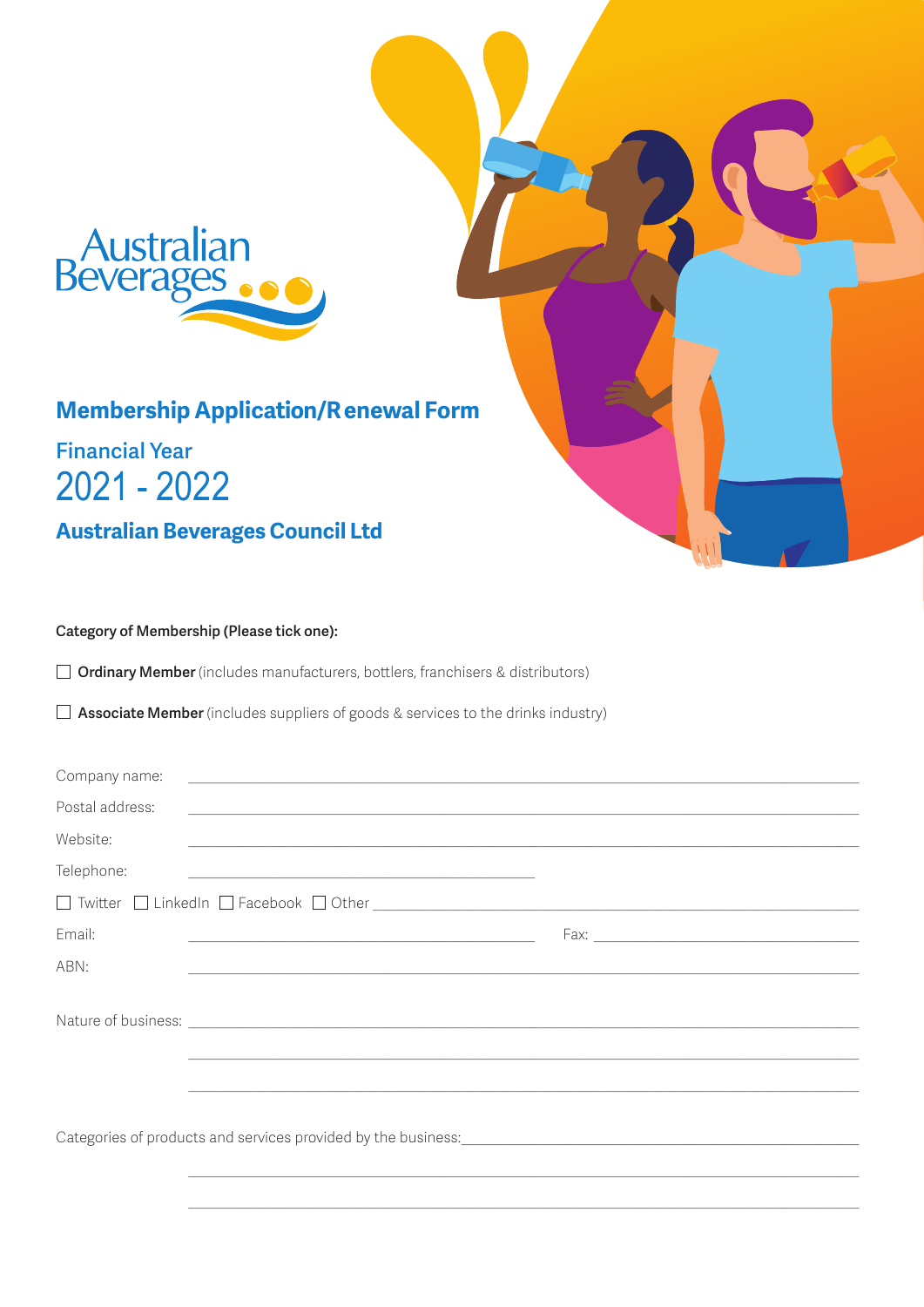Australian Beverages

# Membership Application/Renewal Form

## Financial Year
## 2021 - 2022

## Australian Beverages Council Ltd

**Category of Membership (Please tick one):**

☐ **Ordinary Member** (includes manufacturers, bottlers, franchisers & distributors)

☐ **Associate Member** (includes suppliers of goods & services to the drinks industry)

Company name: ______________________________________________

Postal address: ______________________________________________

Website: ______________________________________________

Telephone: ______________________________

☐ Twitter ☐ LinkedIn ☐ Facebook ☐ Other ______________________________

Email: ______________________________ Fax: ______________________________

ABN: ______________________________________________

Nature of business: ______________________________________________

______________________________________________

______________________________________________

Categories of products and services provided by the business: ______________________________

______________________________________________

______________________________________________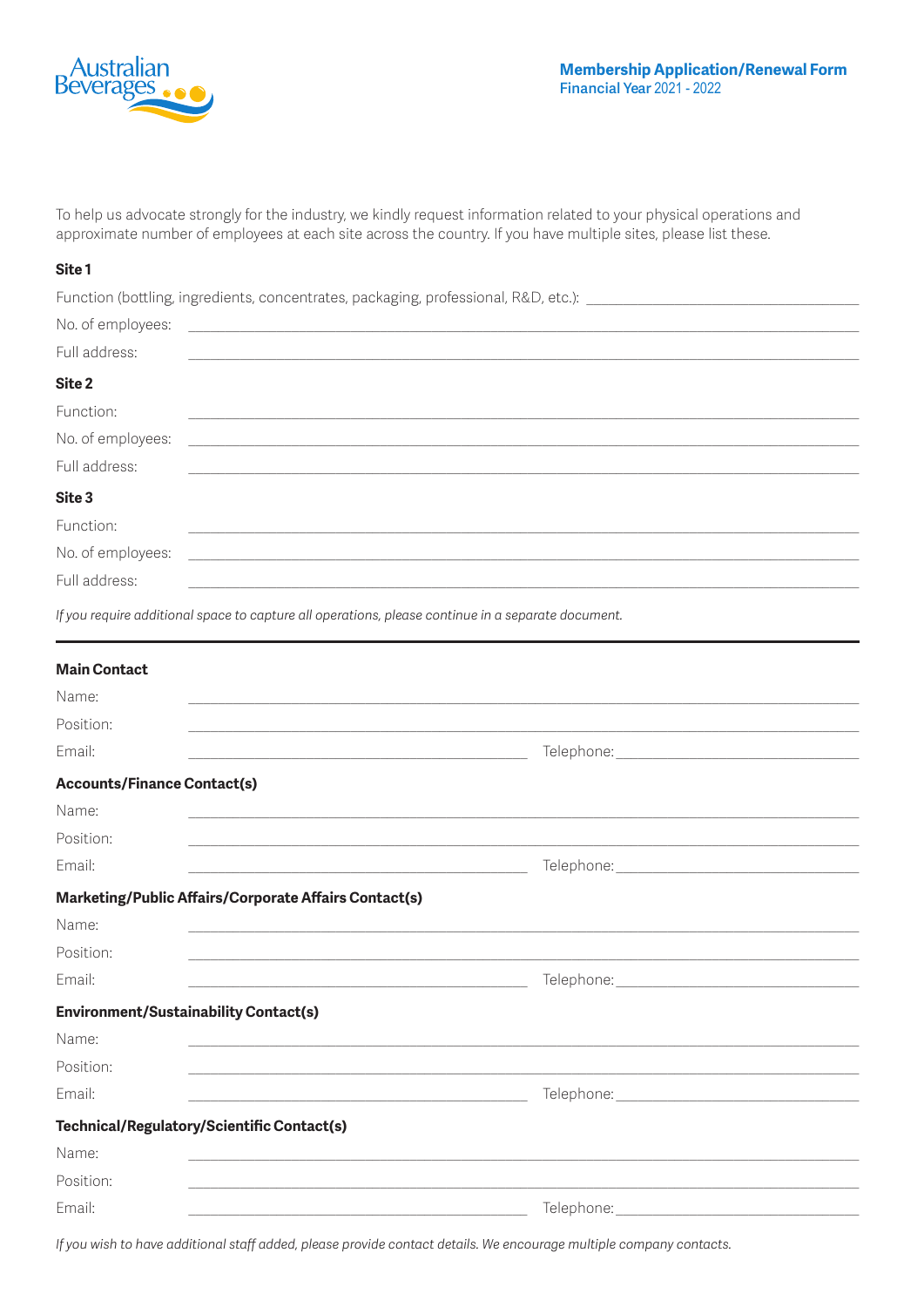**Membership Application/Renewal Form**
Financial Year 2021 - 2022

To help us advocate strongly for the industry, we kindly request information related to your physical operations and approximate number of employees at each site across the country. If you have multiple sites, please list these.

### Site 1

Function (bottling, ingredients, concentrates, packaging, professional, R&D, etc.): ______________________

No. of employees: ______________________

Full address: ______________________

### Site 2

Function: ______________________

No. of employees: ______________________

Full address: ______________________

### Site 3

Function: ______________________

No. of employees: ______________________

Full address: ______________________

*If you require additional space to capture all operations, please continue in a separate document.*

---

### Main Contact

Name: ______________________

Position: ______________________

Email: ______________________ Telephone: ______________________

### Accounts/Finance Contact(s)

Name: ______________________

Position: ______________________

Email: ______________________ Telephone: ______________________

### Marketing/Public Affairs/Corporate Affairs Contact(s)

Name: ______________________

Position: ______________________

Email: ______________________ Telephone: ______________________

### Environment/Sustainability Contact(s)

Name: ______________________

Position: ______________________

Email: ______________________ Telephone: ______________________

### Technical/Regulatory/Scientific Contact(s)

Name: ______________________

Position: ______________________

Email: ______________________ Telephone: ______________________

*If you wish to have additional staff added, please provide contact details. We encourage multiple company contacts.*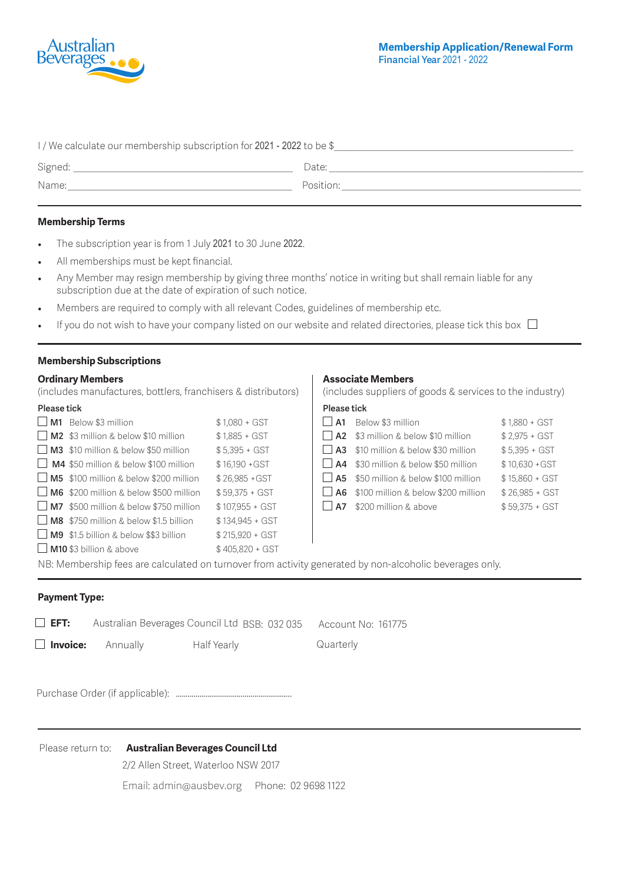Australian Beverages

**Membership Application/Renewal Form**
Financial Year 2021 - 2022

I / We calculate our membership subscription for 2021 - 2022 to be $\_\_\_\_\_\_\_\_\_\_\_\_\_\_\_\_\_\_\_\_\_\_\_\_\_\_\_\_\_\_\_\_\_\_\_\_\_\_\_\_\_\_\_\_\_\_\_\_

Signed: \_\_\_\_\_\_\_\_\_\_\_\_\_\_\_\_\_\_\_\_\_\_\_\_\_\_\_\_\_\_\_\_\_\_\_\_ Date: \_\_\_\_\_\_\_\_\_\_\_\_\_\_\_\_\_\_\_\_\_\_\_\_\_\_\_\_\_\_\_\_\_\_\_\_\_\_\_\_

Name: \_\_\_\_\_\_\_\_\_\_\_\_\_\_\_\_\_\_\_\_\_\_\_\_\_\_\_\_\_\_\_\_\_\_\_\_ Position: \_\_\_\_\_\_\_\_\_\_\_\_\_\_\_\_\_\_\_\_\_\_\_\_\_\_\_\_\_\_\_\_\_\_\_\_\_\_\_\_

## Membership Terms

- The subscription year is from 1 July 2021 to 30 June 2022.
- All memberships must be kept financial.
- Any Member may resign membership by giving three months' notice in writing but shall remain liable for any subscription due at the date of expiration of such notice.
- Members are required to comply with all relevant Codes, guidelines of membership etc.
- If you do not wish to have your company listed on our website and related directories, please tick this box ☐

## Membership Subscriptions

### Ordinary Members

(includes manufactures, bottlers, franchisers & distributors)

Please tick

| | | | |
|---|---|---|---|
| ☐ | **M1** | Below $3 million | $ 1,080 + GST |
| ☐ | **M2** | $3 million & below $10 million | $ 1,885 + GST |
| ☐ | **M3** | $10 million & below $50 million | $ 5,395 + GST |
| ☐ | **M4** | $50 million & below $100 million | $ 16,190 +GST |
| ☐ | **M5** | $100 million & below $200 million | $ 26,985 +GST |
| ☐ | **M6** | $200 million & below $500 million | $ 59,375 + GST |
| ☐ | **M7** | $500 million & below $750 million | $ 107,955 + GST |
| ☐ | **M8** | $750 million & below $1.5 billion | $ 134,945 + GST |
| ☐ | **M9** | $1.5 billion & below $$3 billion | $ 215,920 + GST |
| ☐ | **M10** | $3 billion & above | $ 405,820 + GST |

### Associate Members

(includes suppliers of goods & services to the industry)

Please tick

| | | | |
|---|---|---|---|
| ☐ | **A1** | Below $3 million | $ 1,880 + GST |
| ☐ | **A2** | $3 million & below $10 million | $ 2,975 + GST |
| ☐ | **A3** | $10 million & below $30 million | $ 5,395 + GST |
| ☐ | **A4** | $30 million & below $50 million | $ 10,630 +GST |
| ☐ | **A5** | $50 million & below $100 million | $ 15,860 + GST |
| ☐ | **A6** | $100 million & below $200 million | $ 26,985 + GST |
| ☐ | **A7** | $200 million & above | $ 59,375 + GST |

NB: Membership fees are calculated on turnover from activity generated by non-alcoholic beverages only.

## Payment Type:

☐ **EFT:** Australian Beverages Council Ltd BSB: 032 035 Account No: 161775

☐ **Invoice:** Annually Half Yearly Quarterly

Purchase Order (if applicable): ..........................................................

Please return to: **Australian Beverages Council Ltd**
2/2 Allen Street, Waterloo NSW 2017
Email: admin@ausbev.org Phone: 02 9698 1122